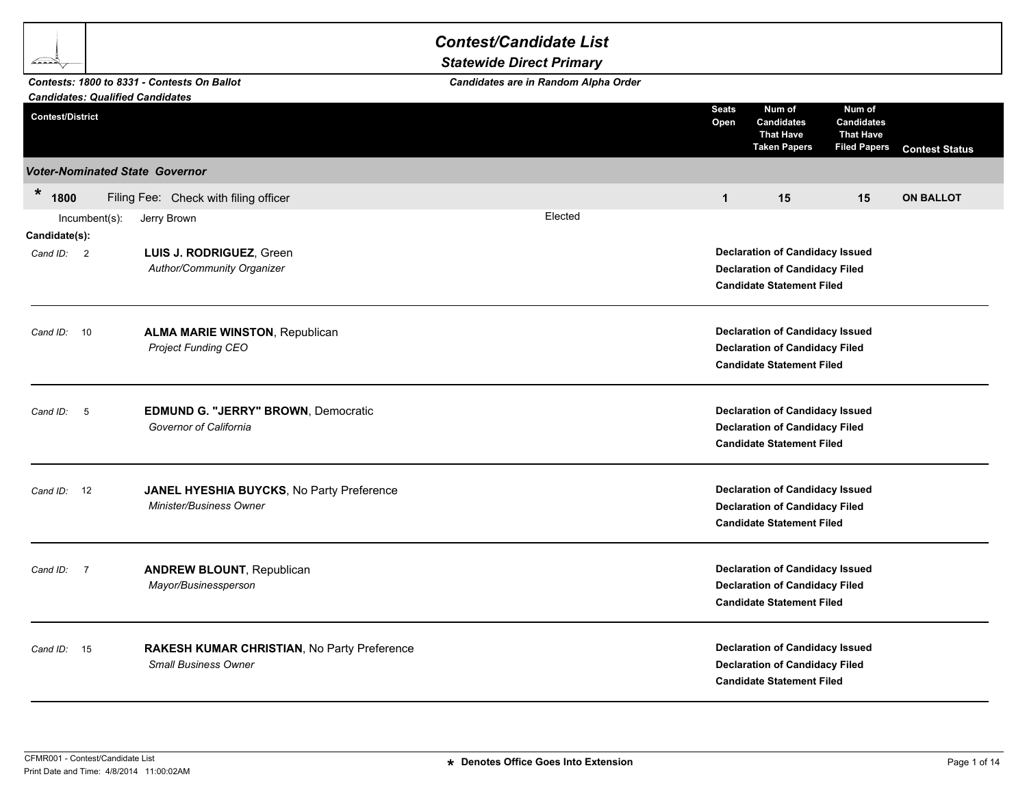# Contest/Candidate List

## Statewide Direct Primary

***Contests: 1800 to 8331 - Contests On Ballot***
***Candidates: Qualified Candidates***

***Candidates are in Random Alpha Order***

| Contest/District | Seats Open | Num of Candidates That Have Taken Papers | Num of Candidates That Have Filed Papers | Contest Status |
|---|---|---|---|---|

### *Voter-Nominated State Governor*

| * 1800 Filing Fee: Check with filing officer | 1 | 15 | 15 | ON BALLOT |
|---|---|---|---|---|

Incumbent(s): Jerry Brown — Elected

**Candidate(s):**

*Cand ID:* 2 — **LUIS J. RODRIGUEZ**, Green
*Author/Community Organizer*
**Declaration of Candidacy Issued**
**Declaration of Candidacy Filed**
**Candidate Statement Filed**

---

*Cand ID:* 10 — **ALMA MARIE WINSTON**, Republican
*Project Funding CEO*
**Declaration of Candidacy Issued**
**Declaration of Candidacy Filed**
**Candidate Statement Filed**

---

*Cand ID:* 5 — **EDMUND G. "JERRY" BROWN**, Democratic
*Governor of California*
**Declaration of Candidacy Issued**
**Declaration of Candidacy Filed**
**Candidate Statement Filed**

---

*Cand ID:* 12 — **JANEL HYESHIA BUYCKS**, No Party Preference
*Minister/Business Owner*
**Declaration of Candidacy Issued**
**Declaration of Candidacy Filed**
**Candidate Statement Filed**

---

*Cand ID:* 7 — **ANDREW BLOUNT**, Republican
*Mayor/Businessperson*
**Declaration of Candidacy Issued**
**Declaration of Candidacy Filed**
**Candidate Statement Filed**

---

*Cand ID:* 15 — **RAKESH KUMAR CHRISTIAN**, No Party Preference
*Small Business Owner*
**Declaration of Candidacy Issued**
**Declaration of Candidacy Filed**
**Candidate Statement Filed**

---

CFMR001 - Contest/Candidate List
Print Date and Time: 4/8/2014 11:00:02AM

**\* Denotes Office Goes Into Extension**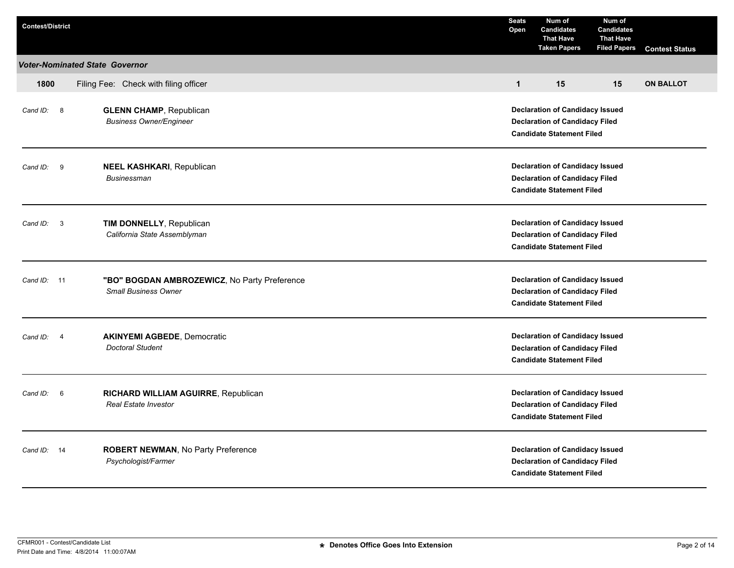| Contest/District | | Seats Open | Num of Candidates That Have Taken Papers | Num of Candidates That Have Filed Papers | Contest Status |
|---|---|---|---|---|---|
| ***Voter-Nominated State Governor*** | | | | | |
| **1800** | Filing Fee: Check with filing officer | **1** | **15** | **15** | **ON BALLOT** |

| Cand ID | Candidate | Status |
|---|---|---|
| 8 | **GLENN CHAMP**, Republican<br>*Business Owner/Engineer* | **Declaration of Candidacy Issued**<br>**Declaration of Candidacy Filed**<br>**Candidate Statement Filed** |
| 9 | **NEEL KASHKARI**, Republican<br>*Businessman* | **Declaration of Candidacy Issued**<br>**Declaration of Candidacy Filed**<br>**Candidate Statement Filed** |
| 3 | **TIM DONNELLY**, Republican<br>*California State Assemblyman* | **Declaration of Candidacy Issued**<br>**Declaration of Candidacy Filed**<br>**Candidate Statement Filed** |
| 11 | **"BO" BOGDAN AMBROZEWICZ**, No Party Preference<br>*Small Business Owner* | **Declaration of Candidacy Issued**<br>**Declaration of Candidacy Filed**<br>**Candidate Statement Filed** |
| 4 | **AKINYEMI AGBEDE**, Democratic<br>*Doctoral Student* | **Declaration of Candidacy Issued**<br>**Declaration of Candidacy Filed**<br>**Candidate Statement Filed** |
| 6 | **RICHARD WILLIAM AGUIRRE**, Republican<br>*Real Estate Investor* | **Declaration of Candidacy Issued**<br>**Declaration of Candidacy Filed**<br>**Candidate Statement Filed** |
| 14 | **ROBERT NEWMAN**, No Party Preference<br>*Psychologist/Farmer* | **Declaration of Candidacy Issued**<br>**Declaration of Candidacy Filed**<br>**Candidate Statement Filed** |

CFMR001 - Contest/Candidate List
Print Date and Time: 4/8/2014 11:00:07AM

**\* Denotes Office Goes Into Extension**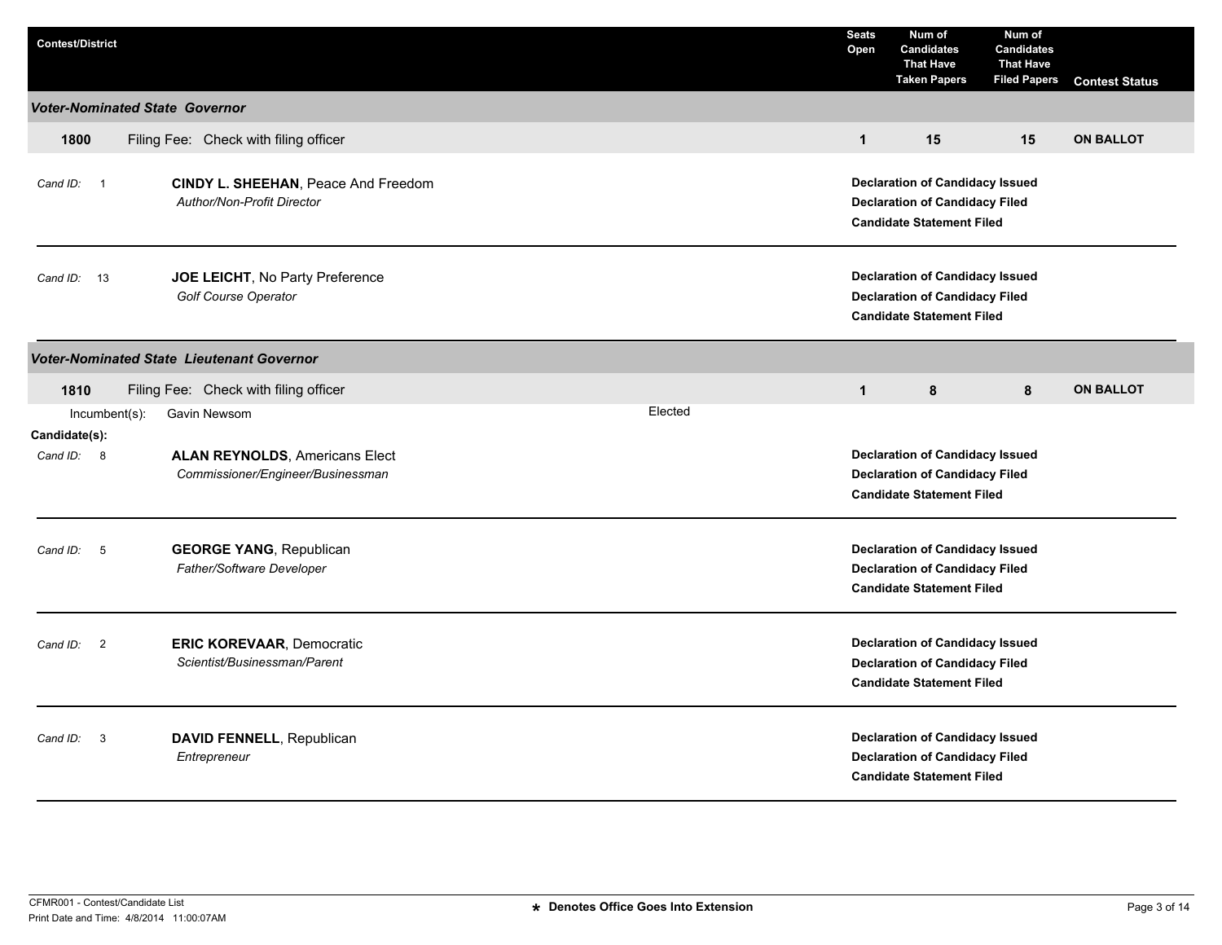| Contest/District | | Seats Open | Num of Candidates That Have Taken Papers | Num of Candidates That Have Filed Papers | Contest Status |
|---|---|---|---|---|---|

### *Voter-Nominated State Governor*

| | | Seats Open | Taken Papers | Filed Papers | Contest Status |
|---|---|---|---|---|---|
| **1800** | Filing Fee: Check with filing officer | **1** | **15** | **15** | **ON BALLOT** |

*Cand ID:* 1 — **CINDY L. SHEEHAN**, Peace And Freedom
*Author/Non-Profit Director*

**Declaration of Candidacy Issued**
**Declaration of Candidacy Filed**
**Candidate Statement Filed**

---

*Cand ID:* 13 — **JOE LEICHT**, No Party Preference
*Golf Course Operator*

**Declaration of Candidacy Issued**
**Declaration of Candidacy Filed**
**Candidate Statement Filed**

---

### *Voter-Nominated State Lieutenant Governor*

| | | Seats Open | Taken Papers | Filed Papers | Contest Status |
|---|---|---|---|---|---|
| **1810** | Filing Fee: Check with filing officer | **1** | **8** | **8** | **ON BALLOT** |

Incumbent(s): Gavin Newsom — Elected

**Candidate(s):**

*Cand ID:* 8 — **ALAN REYNOLDS**, Americans Elect
*Commissioner/Engineer/Businessman*

**Declaration of Candidacy Issued**
**Declaration of Candidacy Filed**
**Candidate Statement Filed**

---

*Cand ID:* 5 — **GEORGE YANG**, Republican
*Father/Software Developer*

**Declaration of Candidacy Issued**
**Declaration of Candidacy Filed**
**Candidate Statement Filed**

---

*Cand ID:* 2 — **ERIC KOREVAAR**, Democratic
*Scientist/Businessman/Parent*

**Declaration of Candidacy Issued**
**Declaration of Candidacy Filed**
**Candidate Statement Filed**

---

*Cand ID:* 3 — **DAVID FENNELL**, Republican
*Entrepreneur*

**Declaration of Candidacy Issued**
**Declaration of Candidacy Filed**
**Candidate Statement Filed**

---

CFMR001 - Contest/Candidate List
Print Date and Time: 4/8/2014 11:00:07AM

**\* Denotes Office Goes Into Extension**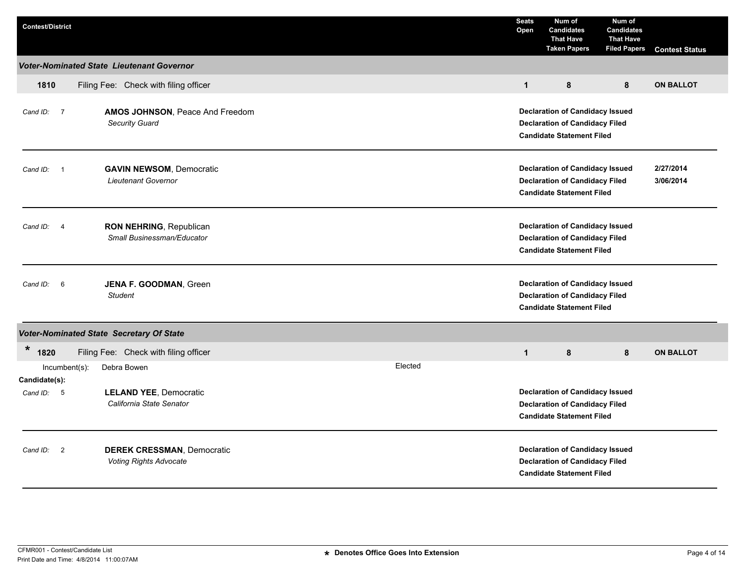| Contest/District | Seats Open | Num of Candidates That Have Taken Papers | Num of Candidates That Have Filed Papers | Contest Status |
|---|---|---|---|---|

***Voter-Nominated State Lieutenant Governor***

| 1810 | Filing Fee: Check with filing officer | 1 | 8 | 8 | ON BALLOT |
|---|---|---|---|---|---|

*Cand ID:* 7 — **AMOS JOHNSON**, Peace And Freedom
*Security Guard*

- **Declaration of Candidacy Issued**
- **Declaration of Candidacy Filed**
- **Candidate Statement Filed**

---

*Cand ID:* 1 — **GAVIN NEWSOM**, Democratic
*Lieutenant Governor*

- **Declaration of Candidacy Issued** 2/27/2014
- **Declaration of Candidacy Filed** 3/06/2014
- **Candidate Statement Filed**

---

*Cand ID:* 4 — **RON NEHRING**, Republican
*Small Businessman/Educator*

- **Declaration of Candidacy Issued**
- **Declaration of Candidacy Filed**
- **Candidate Statement Filed**

---

*Cand ID:* 6 — **JENA F. GOODMAN**, Green
*Student*

- **Declaration of Candidacy Issued**
- **Declaration of Candidacy Filed**
- **Candidate Statement Filed**

***Voter-Nominated State Secretary Of State***

| * 1820 | Filing Fee: Check with filing officer | 1 | 8 | 8 | ON BALLOT |
|---|---|---|---|---|---|

Incumbent(s): Debra Bowen — Elected

**Candidate(s):**

*Cand ID:* 5 — **LELAND YEE**, Democratic
*California State Senator*

- **Declaration of Candidacy Issued**
- **Declaration of Candidacy Filed**
- **Candidate Statement Filed**

---

*Cand ID:* 2 — **DEREK CRESSMAN**, Democratic
*Voting Rights Advocate*

- **Declaration of Candidacy Issued**
- **Declaration of Candidacy Filed**
- **Candidate Statement Filed**

---

CFMR001 - Contest/Candidate List
Print Date and Time: 4/8/2014 11:00:07AM

* Denotes Office Goes Into Extension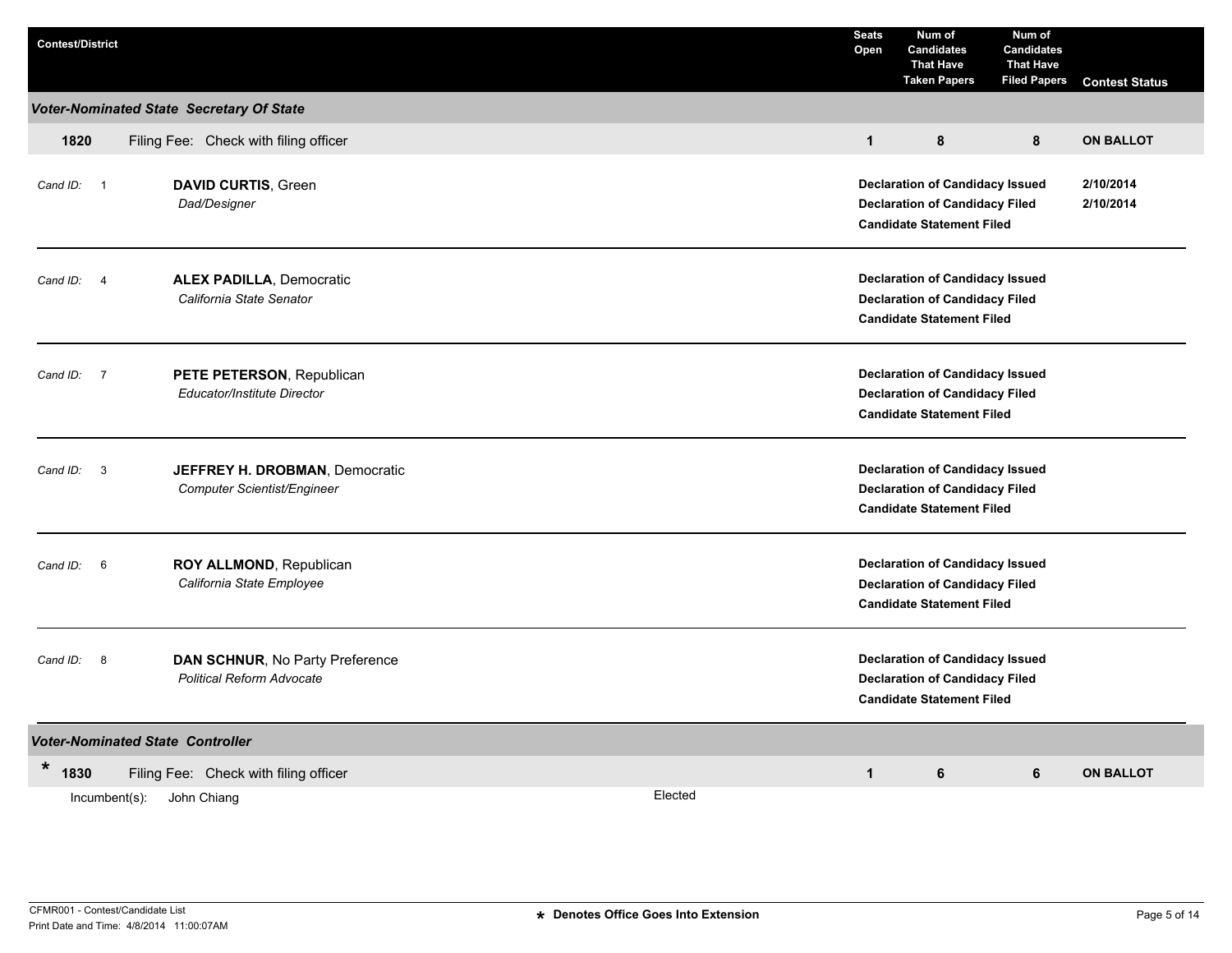| Contest/District | Seats Open | Num of Candidates That Have Taken Papers | Num of Candidates That Have Filed Papers | Contest Status |
|---|---|---|---|---|

***Voter-Nominated State Secretary Of State***

| | | | | |
|---|---|---|---|---|
| **1820** Filing Fee: Check with filing officer | **1** | **8** | **8** | **ON BALLOT** |

*Cand ID:* 1 — **DAVID CURTIS**, Green
*Dad/Designer*
- **Declaration of Candidacy Issued** — **2/10/2014**
- **Declaration of Candidacy Filed** — **2/10/2014**
- **Candidate Statement Filed**

---

*Cand ID:* 4 — **ALEX PADILLA**, Democratic
*California State Senator*
- **Declaration of Candidacy Issued**
- **Declaration of Candidacy Filed**
- **Candidate Statement Filed**

---

*Cand ID:* 7 — **PETE PETERSON**, Republican
*Educator/Institute Director*
- **Declaration of Candidacy Issued**
- **Declaration of Candidacy Filed**
- **Candidate Statement Filed**

---

*Cand ID:* 3 — **JEFFREY H. DROBMAN**, Democratic
*Computer Scientist/Engineer*
- **Declaration of Candidacy Issued**
- **Declaration of Candidacy Filed**
- **Candidate Statement Filed**

---

*Cand ID:* 6 — **ROY ALLMOND**, Republican
*California State Employee*
- **Declaration of Candidacy Issued**
- **Declaration of Candidacy Filed**
- **Candidate Statement Filed**

---

*Cand ID:* 8 — **DAN SCHNUR**, No Party Preference
*Political Reform Advocate*
- **Declaration of Candidacy Issued**
- **Declaration of Candidacy Filed**
- **Candidate Statement Filed**

***Voter-Nominated State Controller***

| | | | | |
|---|---|---|---|---|
| * **1830** Filing Fee: Check with filing officer | **1** | **6** | **6** | **ON BALLOT** |

Incumbent(s): John Chiang — Elected

CFMR001 - Contest/Candidate List
Print Date and Time: 4/8/2014 11:00:07AM

* Denotes Office Goes Into Extension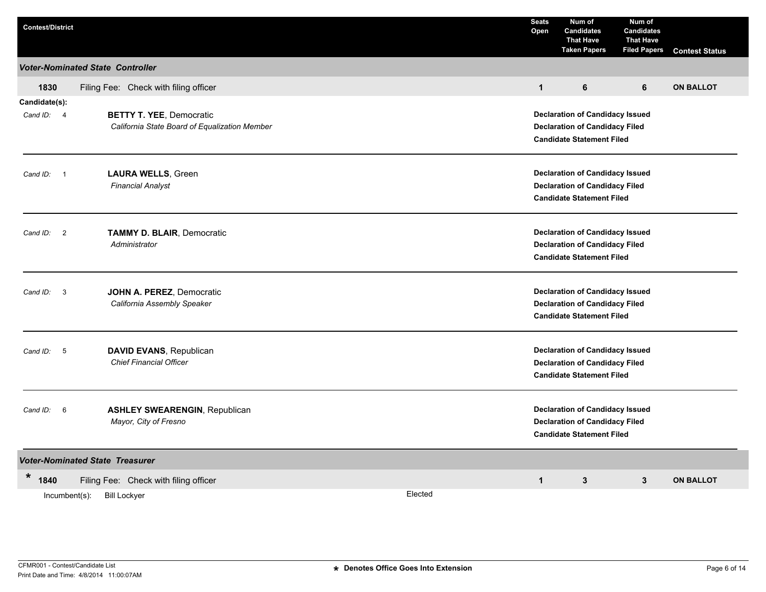| Contest/District | Seats Open | Num of Candidates That Have Taken Papers | Num of Candidates That Have Filed Papers | Contest Status |
|---|---|---|---|---|

***Voter-Nominated State Controller***

| | Seats Open | Taken Papers | Filed Papers | Contest Status |
|---|---|---|---|---|
| **1830** Filing Fee: Check with filing officer | **1** | **6** | **6** | **ON BALLOT** |

**Candidate(s):**

| Cand ID | Candidate | Status |
|---|---|---|
| 4 | **BETTY T. YEE**, Democratic<br>*California State Board of Equalization Member* | **Declaration of Candidacy Issued**<br>**Declaration of Candidacy Filed**<br>**Candidate Statement Filed** |
| 1 | **LAURA WELLS**, Green<br>*Financial Analyst* | **Declaration of Candidacy Issued**<br>**Declaration of Candidacy Filed**<br>**Candidate Statement Filed** |
| 2 | **TAMMY D. BLAIR**, Democratic<br>*Administrator* | **Declaration of Candidacy Issued**<br>**Declaration of Candidacy Filed**<br>**Candidate Statement Filed** |
| 3 | **JOHN A. PEREZ**, Democratic<br>*California Assembly Speaker* | **Declaration of Candidacy Issued**<br>**Declaration of Candidacy Filed**<br>**Candidate Statement Filed** |
| 5 | **DAVID EVANS**, Republican<br>*Chief Financial Officer* | **Declaration of Candidacy Issued**<br>**Declaration of Candidacy Filed**<br>**Candidate Statement Filed** |
| 6 | **ASHLEY SWEARENGIN**, Republican<br>*Mayor, City of Fresno* | **Declaration of Candidacy Issued**<br>**Declaration of Candidacy Filed**<br>**Candidate Statement Filed** |

***Voter-Nominated State Treasurer***

| | Seats Open | Taken Papers | Filed Papers | Contest Status |
|---|---|---|---|---|
| * **1840** Filing Fee: Check with filing officer | **1** | **3** | **3** | **ON BALLOT** |

Incumbent(s): Bill Lockyer — Elected

CFMR001 - Contest/Candidate List
Print Date and Time: 4/8/2014 11:00:07AM

\* Denotes Office Goes Into Extension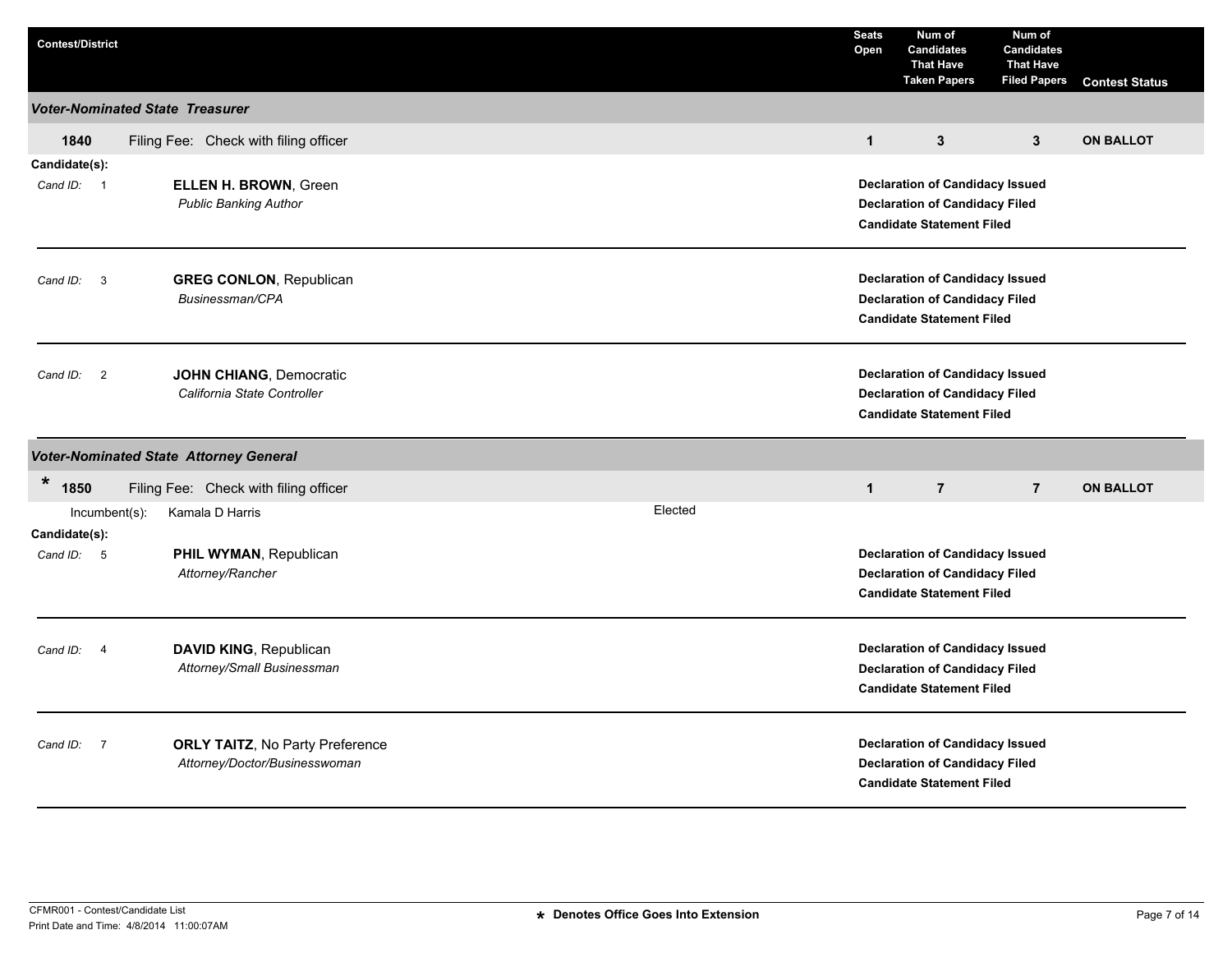| Contest/District | Seats Open | Num of Candidates That Have Taken Papers | Num of Candidates That Have Filed Papers | Contest Status |
|---|---|---|---|---|

### *Voter-Nominated State Treasurer*

| | Seats Open | Taken Papers | Filed Papers | Contest Status |
|---|---|---|---|---|
| **1840** Filing Fee: Check with filing officer | **1** | **3** | **3** | **ON BALLOT** |

**Candidate(s):**

| Cand ID | Candidate | Status |
|---|---|---|
| 1 | **ELLEN H. BROWN**, Green<br>*Public Banking Author* | **Declaration of Candidacy Issued**<br>**Declaration of Candidacy Filed**<br>**Candidate Statement Filed** |
| 3 | **GREG CONLON**, Republican<br>*Businessman/CPA* | **Declaration of Candidacy Issued**<br>**Declaration of Candidacy Filed**<br>**Candidate Statement Filed** |
| 2 | **JOHN CHIANG**, Democratic<br>*California State Controller* | **Declaration of Candidacy Issued**<br>**Declaration of Candidacy Filed**<br>**Candidate Statement Filed** |

### *Voter-Nominated State Attorney General*

| | Seats Open | Taken Papers | Filed Papers | Contest Status |
|---|---|---|---|---|
| * **1850** Filing Fee: Check with filing officer | **1** | **7** | **7** | **ON BALLOT** |

Incumbent(s): Kamala D Harris — Elected

**Candidate(s):**

| Cand ID | Candidate | Status |
|---|---|---|
| 5 | **PHIL WYMAN**, Republican<br>*Attorney/Rancher* | **Declaration of Candidacy Issued**<br>**Declaration of Candidacy Filed**<br>**Candidate Statement Filed** |
| 4 | **DAVID KING**, Republican<br>*Attorney/Small Businessman* | **Declaration of Candidacy Issued**<br>**Declaration of Candidacy Filed**<br>**Candidate Statement Filed** |
| 7 | **ORLY TAITZ**, No Party Preference<br>*Attorney/Doctor/Businesswoman* | **Declaration of Candidacy Issued**<br>**Declaration of Candidacy Filed**<br>**Candidate Statement Filed** |

CFMR001 - Contest/Candidate List
Print Date and Time: 4/8/2014 11:00:07AM

**\* Denotes Office Goes Into Extension**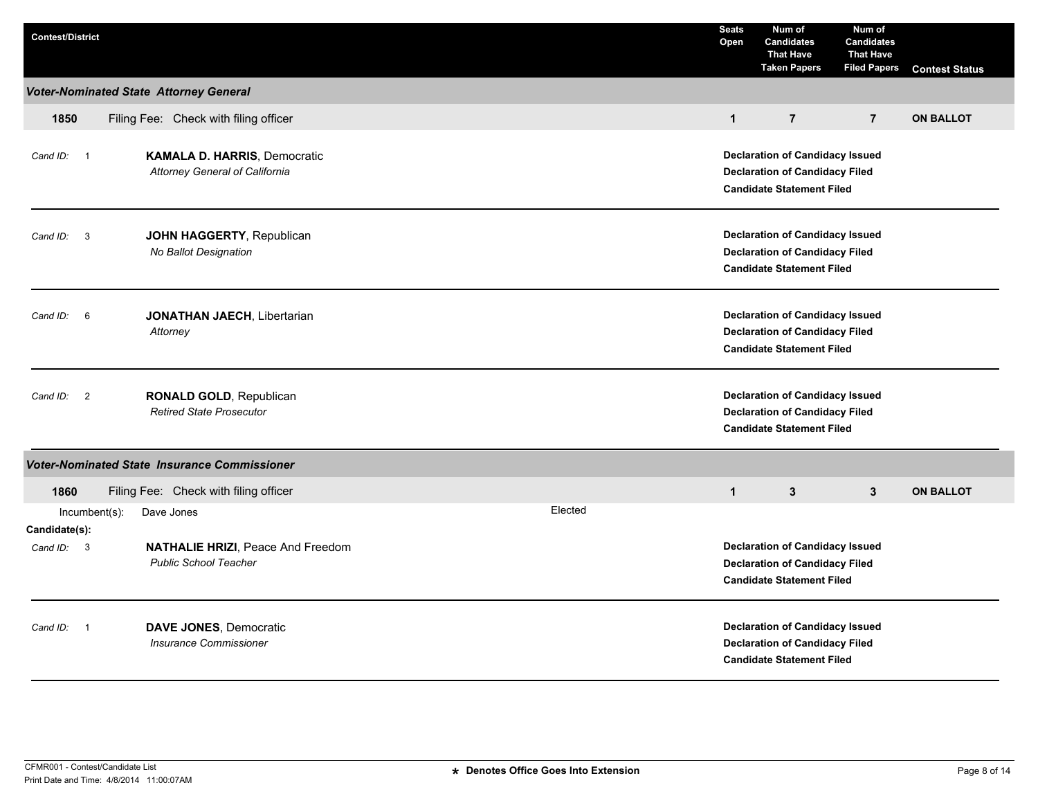| Contest/District | Seats Open | Num of Candidates That Have Taken Papers | Num of Candidates That Have Filed Papers | Contest Status |
|---|---|---|---|---|

### *Voter-Nominated State Attorney General*

| **1850** Filing Fee: Check with filing officer | Seats Open | Taken Papers | Filed Papers | Contest Status |
|---|---|---|---|---|
| | **1** | **7** | **7** | **ON BALLOT** |

*Cand ID:* 1 — **KAMALA D. HARRIS**, Democratic
*Attorney General of California*
**Declaration of Candidacy Issued**
**Declaration of Candidacy Filed**
**Candidate Statement Filed**

---

*Cand ID:* 3 — **JOHN HAGGERTY**, Republican
*No Ballot Designation*
**Declaration of Candidacy Issued**
**Declaration of Candidacy Filed**
**Candidate Statement Filed**

---

*Cand ID:* 6 — **JONATHAN JAECH**, Libertarian
*Attorney*
**Declaration of Candidacy Issued**
**Declaration of Candidacy Filed**
**Candidate Statement Filed**

---

*Cand ID:* 2 — **RONALD GOLD**, Republican
*Retired State Prosecutor*
**Declaration of Candidacy Issued**
**Declaration of Candidacy Filed**
**Candidate Statement Filed**

---

### *Voter-Nominated State Insurance Commissioner*

| **1860** Filing Fee: Check with filing officer | Seats Open | Taken Papers | Filed Papers | Contest Status |
|---|---|---|---|---|
| | **1** | **3** | **3** | **ON BALLOT** |

Incumbent(s): Dave Jones — Elected

**Candidate(s):**

*Cand ID:* 3 — **NATHALIE HRIZI**, Peace And Freedom
*Public School Teacher*
**Declaration of Candidacy Issued**
**Declaration of Candidacy Filed**
**Candidate Statement Filed**

---

*Cand ID:* 1 — **DAVE JONES**, Democratic
*Insurance Commissioner*
**Declaration of Candidacy Issued**
**Declaration of Candidacy Filed**
**Candidate Statement Filed**

---

CFMR001 - Contest/Candidate List
Print Date and Time: 4/8/2014 11:00:07AM

* Denotes Office Goes Into Extension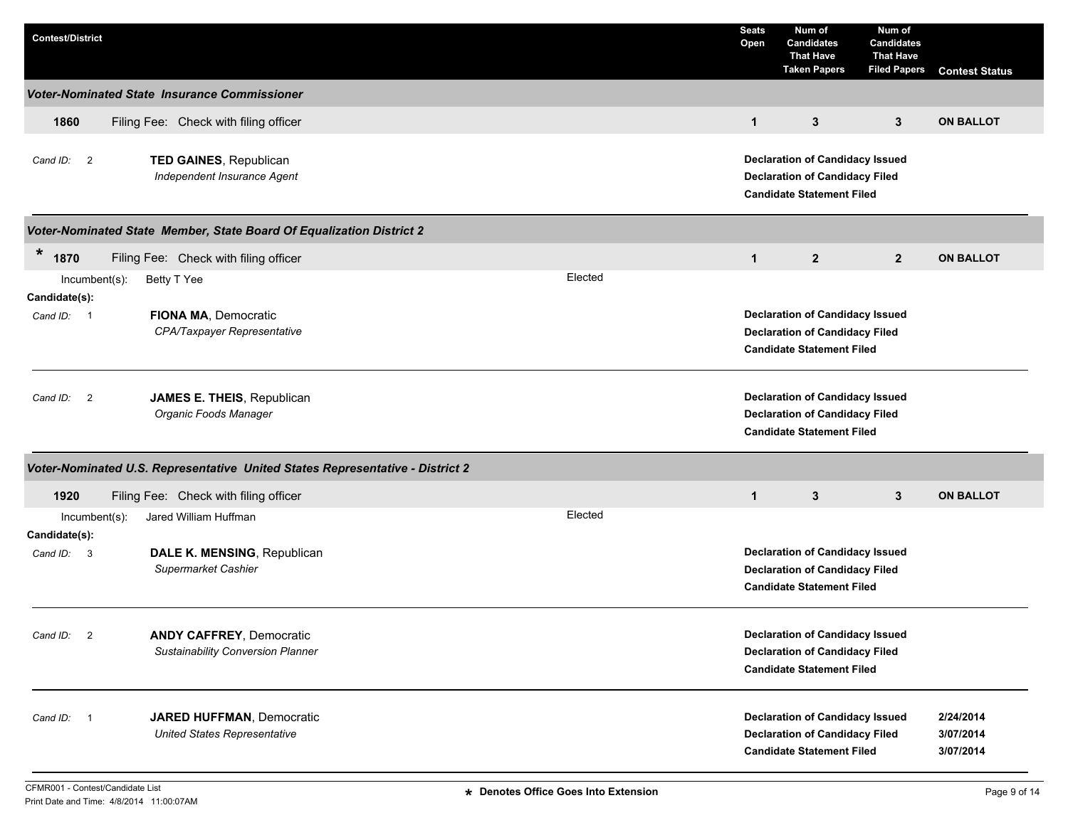| Contest/District | Seats Open | Num of Candidates That Have Taken Papers | Num of Candidates That Have Filed Papers | Contest Status |
|---|---|---|---|---|

### Voter-Nominated State Insurance Commissioner

| 1860 | Filing Fee: Check with filing officer | 1 | 3 | 3 | ON BALLOT |
|---|---|---|---|---|---|

Cand ID: 2 — **TED GAINES**, Republican
*Independent Insurance Agent*

- **Declaration of Candidacy Issued**
- **Declaration of Candidacy Filed**
- **Candidate Statement Filed**

---

### Voter-Nominated State Member, State Board Of Equalization District 2

| * 1870 | Filing Fee: Check with filing officer | 1 | 2 | 2 | ON BALLOT |
|---|---|---|---|---|---|

Incumbent(s): Betty T Yee — Elected

**Candidate(s):**

Cand ID: 1 — **FIONA MA**, Democratic
*CPA/Taxpayer Representative*

- **Declaration of Candidacy Issued**
- **Declaration of Candidacy Filed**
- **Candidate Statement Filed**

Cand ID: 2 — **JAMES E. THEIS**, Republican
*Organic Foods Manager*

- **Declaration of Candidacy Issued**
- **Declaration of Candidacy Filed**
- **Candidate Statement Filed**

---

### Voter-Nominated U.S. Representative United States Representative - District 2

| 1920 | Filing Fee: Check with filing officer | 1 | 3 | 3 | ON BALLOT |
|---|---|---|---|---|---|

Incumbent(s): Jared William Huffman — Elected

**Candidate(s):**

Cand ID: 3 — **DALE K. MENSING**, Republican
*Supermarket Cashier*

- **Declaration of Candidacy Issued**
- **Declaration of Candidacy Filed**
- **Candidate Statement Filed**

Cand ID: 2 — **ANDY CAFFREY**, Democratic
*Sustainability Conversion Planner*

- **Declaration of Candidacy Issued**
- **Declaration of Candidacy Filed**
- **Candidate Statement Filed**

Cand ID: 1 — **JARED HUFFMAN**, Democratic
*United States Representative*

- **Declaration of Candidacy Issued** 2/24/2014
- **Declaration of Candidacy Filed** 3/07/2014
- **Candidate Statement Filed** 3/07/2014

---

CFMR001 - Contest/Candidate List
Print Date and Time: 4/8/2014 11:00:07AM

\* Denotes Office Goes Into Extension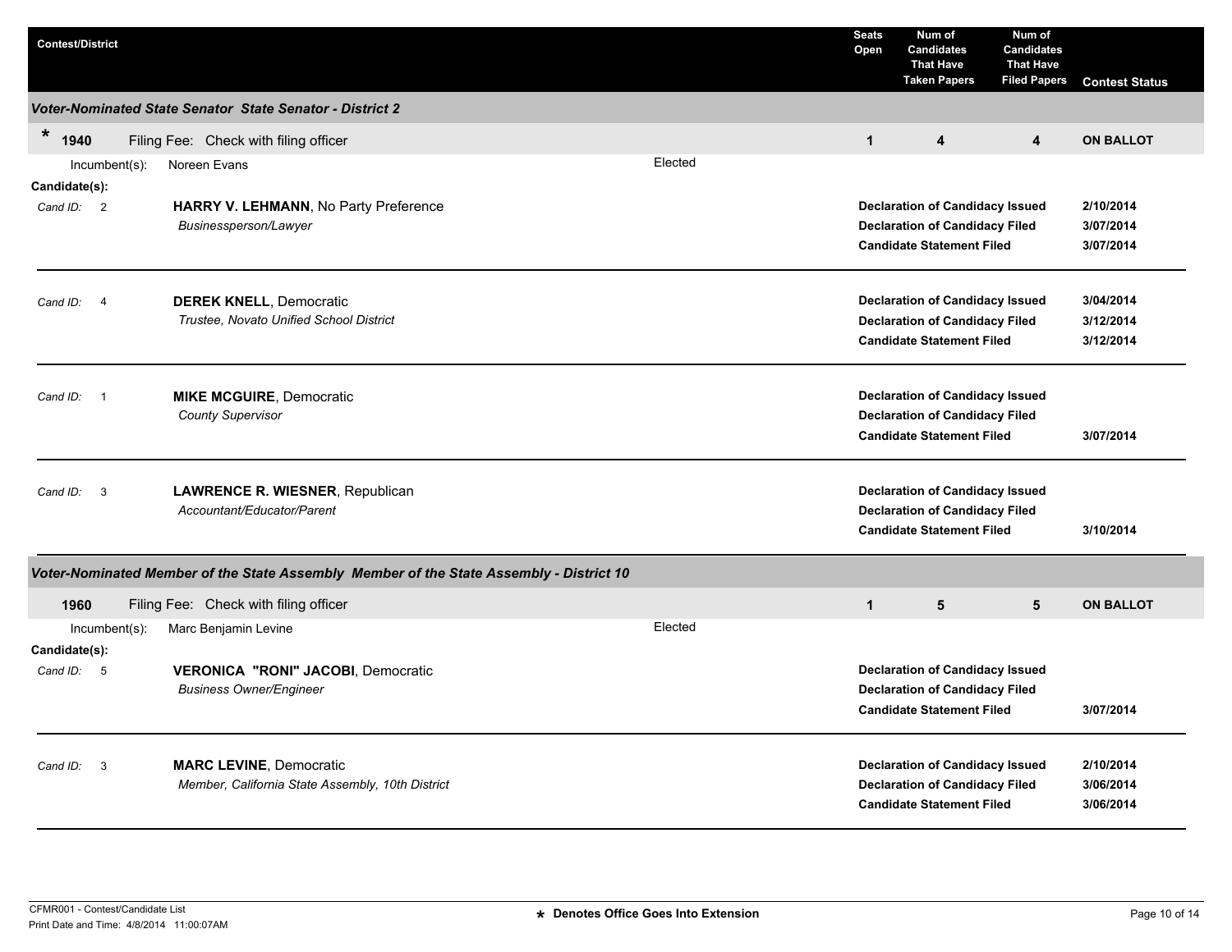| Contest/District | Seats Open | Num of Candidates That Have Taken Papers | Num of Candidates That Have Filed Papers | Contest Status |
|---|---|---|---|---|

### *Voter-Nominated State Senator State Senator - District 2*

| * 1940 | Filing Fee: Check with filing officer | 1 | 4 | 4 | ON BALLOT |
|---|---|---|---|---|---|

Incumbent(s): Noreen Evans — Elected

**Candidate(s):**

| Cand ID | Candidate | Status | Date |
|---|---|---|---|
| 2 | **HARRY V. LEHMANN**, No Party Preference<br>*Businessperson/Lawyer* | **Declaration of Candidacy Issued** | **2/10/2014** |
| | | **Declaration of Candidacy Filed** | **3/07/2014** |
| | | **Candidate Statement Filed** | **3/07/2014** |
| 4 | **DEREK KNELL**, Democratic<br>*Trustee, Novato Unified School District* | **Declaration of Candidacy Issued** | **3/04/2014** |
| | | **Declaration of Candidacy Filed** | **3/12/2014** |
| | | **Candidate Statement Filed** | **3/12/2014** |
| 1 | **MIKE MCGUIRE**, Democratic<br>*County Supervisor* | **Declaration of Candidacy Issued** | |
| | | **Declaration of Candidacy Filed** | |
| | | **Candidate Statement Filed** | **3/07/2014** |
| 3 | **LAWRENCE R. WIESNER**, Republican<br>*Accountant/Educator/Parent* | **Declaration of Candidacy Issued** | |
| | | **Declaration of Candidacy Filed** | |
| | | **Candidate Statement Filed** | **3/10/2014** |

### *Voter-Nominated Member of the State Assembly Member of the State Assembly - District 10*

| 1960 | Filing Fee: Check with filing officer | 1 | 5 | 5 | ON BALLOT |
|---|---|---|---|---|---|

Incumbent(s): Marc Benjamin Levine — Elected

**Candidate(s):**

| Cand ID | Candidate | Status | Date |
|---|---|---|---|
| 5 | **VERONICA "RONI" JACOBI**, Democratic<br>*Business Owner/Engineer* | **Declaration of Candidacy Issued** | |
| | | **Declaration of Candidacy Filed** | |
| | | **Candidate Statement Filed** | **3/07/2014** |
| 3 | **MARC LEVINE**, Democratic<br>*Member, California State Assembly, 10th District* | **Declaration of Candidacy Issued** | **2/10/2014** |
| | | **Declaration of Candidacy Filed** | **3/06/2014** |
| | | **Candidate Statement Filed** | **3/06/2014** |

CFMR001 - Contest/Candidate List
Print Date and Time: 4/8/2014 11:00:07AM

**\* Denotes Office Goes Into Extension**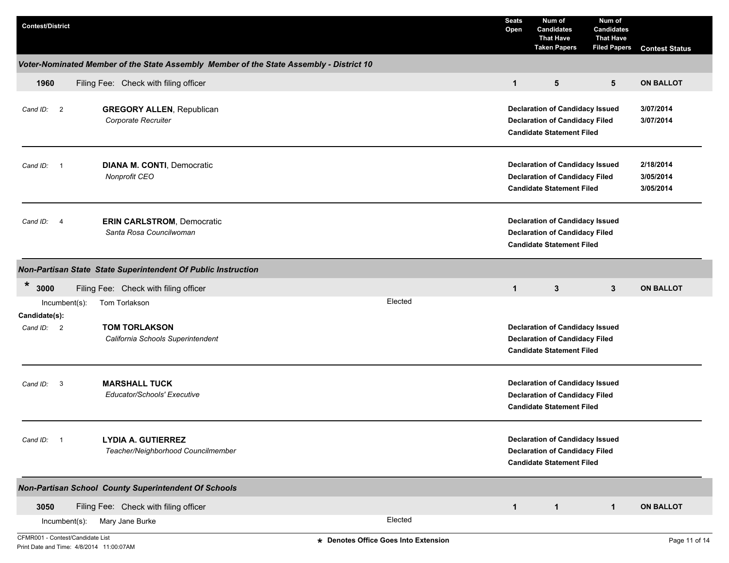| Contest/District | Seats Open | Num of Candidates That Have Taken Papers | Num of Candidates That Have Filed Papers | Contest Status |
|---|---|---|---|---|

### Voter-Nominated Member of the State Assembly Member of the State Assembly - District 10

| | | Seats Open | Taken Papers | Filed Papers | Contest Status |
|---|---|---|---|---|---|
| **1960** | Filing Fee: Check with filing officer | **1** | **5** | **5** | **ON BALLOT** |

*Cand ID:* 2 — **GREGORY ALLEN**, Republican
*Corporate Recruiter*

- **Declaration of Candidacy Issued** 3/07/2014
- **Declaration of Candidacy Filed** 3/07/2014
- **Candidate Statement Filed**

*Cand ID:* 1 — **DIANA M. CONTI**, Democratic
*Nonprofit CEO*

- **Declaration of Candidacy Issued** 2/18/2014
- **Declaration of Candidacy Filed** 3/05/2014
- **Candidate Statement Filed** 3/05/2014

*Cand ID:* 4 — **ERIN CARLSTROM**, Democratic
*Santa Rosa Councilwoman*

- **Declaration of Candidacy Issued**
- **Declaration of Candidacy Filed**
- **Candidate Statement Filed**

### Non-Partisan State State Superintendent Of Public Instruction

| | | Seats Open | Taken Papers | Filed Papers | Contest Status |
|---|---|---|---|---|---|
| * **3000** | Filing Fee: Check with filing officer | **1** | **3** | **3** | **ON BALLOT** |

Incumbent(s): Tom Torlakson — Elected

**Candidate(s):**

*Cand ID:* 2 — **TOM TORLAKSON**
*California Schools Superintendent*

- **Declaration of Candidacy Issued**
- **Declaration of Candidacy Filed**
- **Candidate Statement Filed**

*Cand ID:* 3 — **MARSHALL TUCK**
*Educator/Schools' Executive*

- **Declaration of Candidacy Issued**
- **Declaration of Candidacy Filed**
- **Candidate Statement Filed**

*Cand ID:* 1 — **LYDIA A. GUTIERREZ**
*Teacher/Neighborhood Councilmember*

- **Declaration of Candidacy Issued**
- **Declaration of Candidacy Filed**
- **Candidate Statement Filed**

### Non-Partisan School County Superintendent Of Schools

| | | Seats Open | Taken Papers | Filed Papers | Contest Status |
|---|---|---|---|---|---|
| **3050** | Filing Fee: Check with filing officer | **1** | **1** | **1** | **ON BALLOT** |

Incumbent(s): Mary Jane Burke — Elected

CFMR001 - Contest/Candidate List
Print Date and Time: 4/8/2014 11:00:07AM

* Denotes Office Goes Into Extension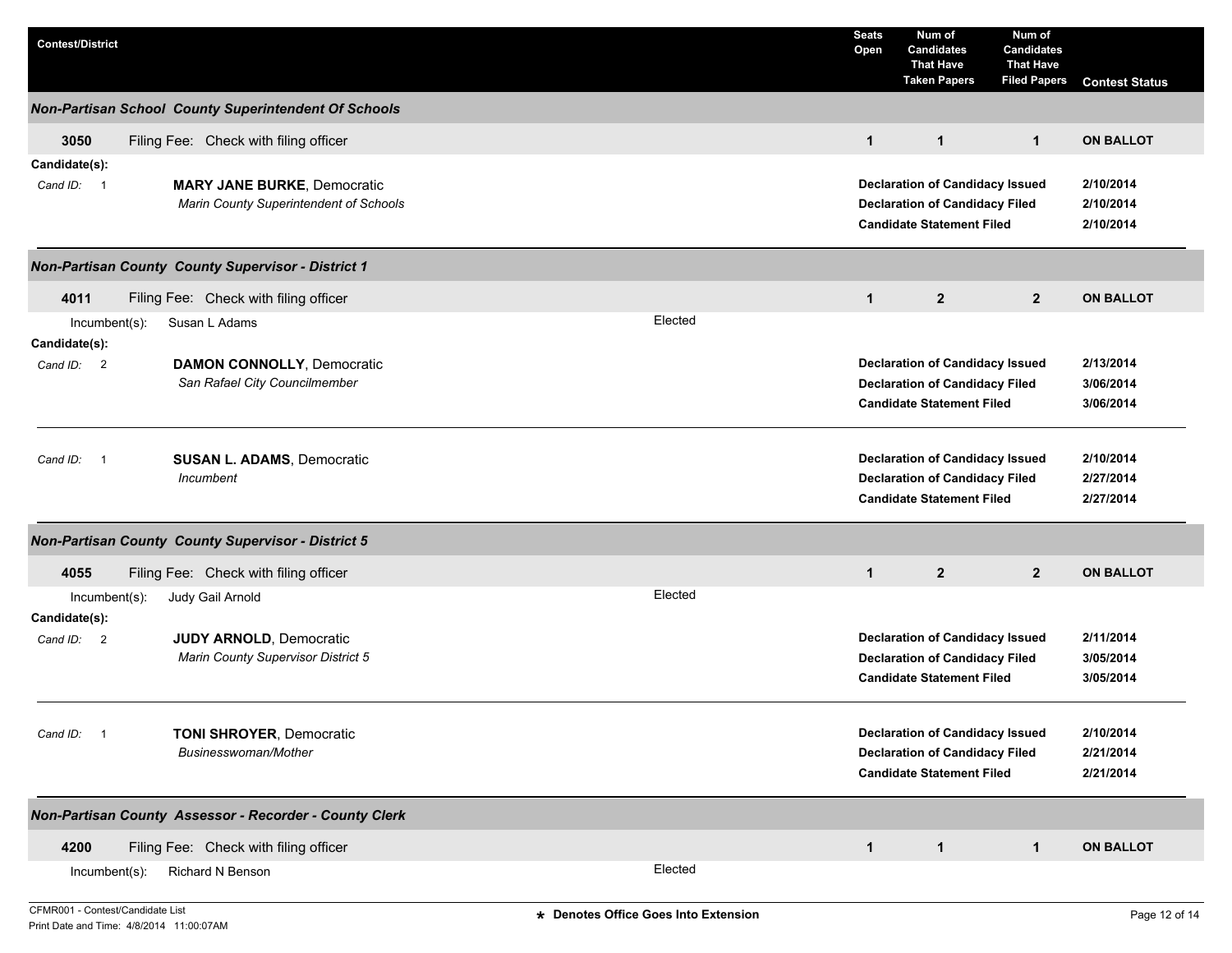| Contest/District | | Seats Open | Num of Candidates That Have Taken Papers | Num of Candidates That Have Filed Papers | Contest Status |
|---|---|---|---|---|---|

### *Non-Partisan School County Superintendent Of Schools*

| | | | | | |
|---|---|---|---|---|---|
| **3050** | Filing Fee: Check with filing officer | **1** | **1** | **1** | **ON BALLOT** |

**Candidate(s):**

*Cand ID:* 1 — **MARY JANE BURKE**, Democratic
*Marin County Superintendent of Schools*

- **Declaration of Candidacy Issued** — **2/10/2014**
- **Declaration of Candidacy Filed** — **2/10/2014**
- **Candidate Statement Filed** — **2/10/2014**

---

### *Non-Partisan County County Supervisor - District 1*

| | | | | | |
|---|---|---|---|---|---|
| **4011** | Filing Fee: Check with filing officer | **1** | **2** | **2** | **ON BALLOT** |

Incumbent(s): Susan L Adams — Elected

**Candidate(s):**

*Cand ID:* 2 — **DAMON CONNOLLY**, Democratic
*San Rafael City Councilmember*

- **Declaration of Candidacy Issued** — **2/13/2014**
- **Declaration of Candidacy Filed** — **3/06/2014**
- **Candidate Statement Filed** — **3/06/2014**

*Cand ID:* 1 — **SUSAN L. ADAMS**, Democratic
*Incumbent*

- **Declaration of Candidacy Issued** — **2/10/2014**
- **Declaration of Candidacy Filed** — **2/27/2014**
- **Candidate Statement Filed** — **2/27/2014**

---

### *Non-Partisan County County Supervisor - District 5*

| | | | | | |
|---|---|---|---|---|---|
| **4055** | Filing Fee: Check with filing officer | **1** | **2** | **2** | **ON BALLOT** |

Incumbent(s): Judy Gail Arnold — Elected

**Candidate(s):**

*Cand ID:* 2 — **JUDY ARNOLD**, Democratic
*Marin County Supervisor District 5*

- **Declaration of Candidacy Issued** — **2/11/2014**
- **Declaration of Candidacy Filed** — **3/05/2014**
- **Candidate Statement Filed** — **3/05/2014**

*Cand ID:* 1 — **TONI SHROYER**, Democratic
*Businesswoman/Mother*

- **Declaration of Candidacy Issued** — **2/10/2014**
- **Declaration of Candidacy Filed** — **2/21/2014**
- **Candidate Statement Filed** — **2/21/2014**

---

### *Non-Partisan County Assessor - Recorder - County Clerk*

| | | | | | |
|---|---|---|---|---|---|
| **4200** | Filing Fee: Check with filing officer | **1** | **1** | **1** | **ON BALLOT** |

Incumbent(s): Richard N Benson — Elected

CFMR001 - Contest/Candidate List
Print Date and Time: 4/8/2014 11:00:07AM

**\* Denotes Office Goes Into Extension**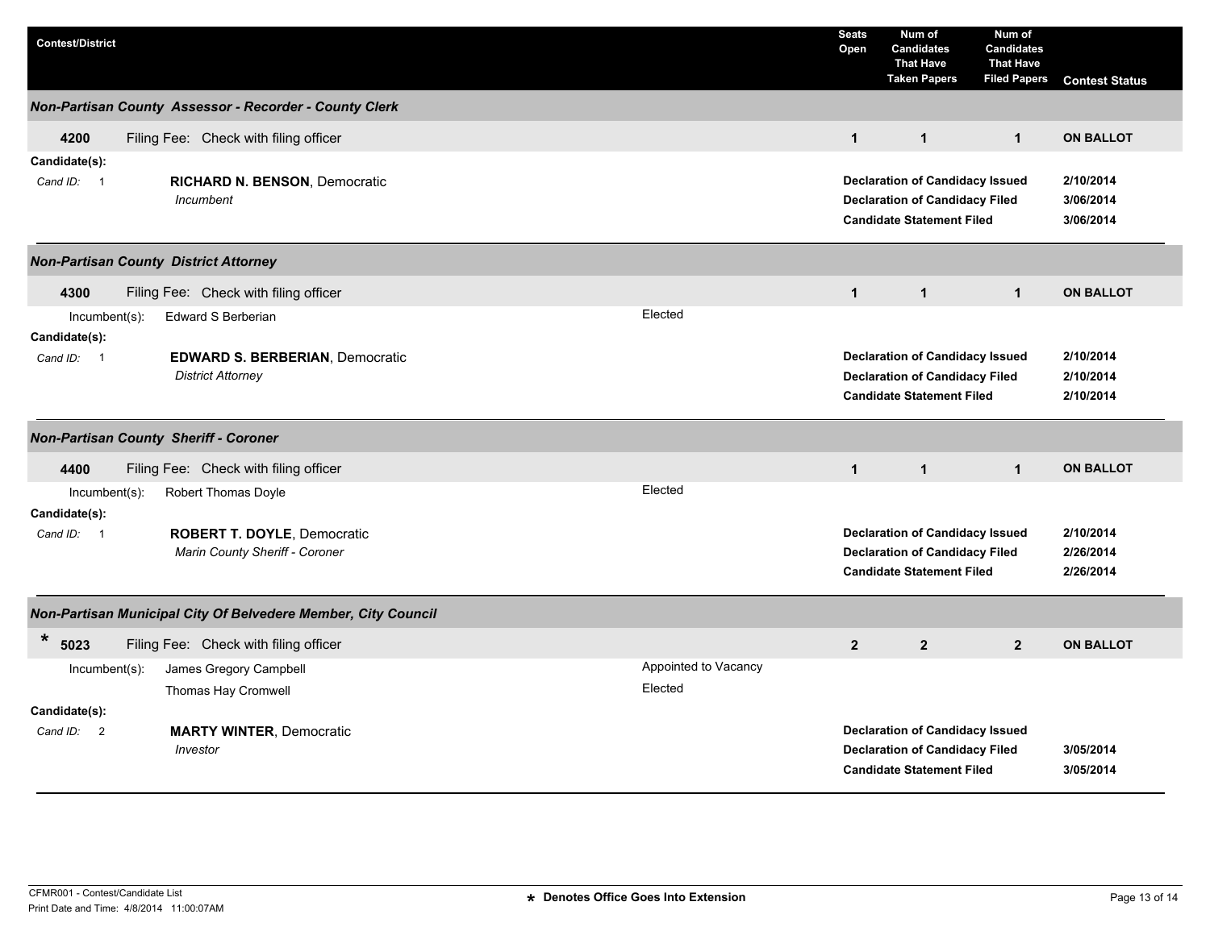| Contest/District | | | Seats Open | Num of Candidates That Have Taken Papers | Num of Candidates That Have Filed Papers | Contest Status |
|---|---|---|---|---|---|---|
| ***Non-Partisan County Assessor - Recorder - County Clerk*** | | | | | | |
| **4200** | Filing Fee: Check with filing officer | | **1** | **1** | **1** | **ON BALLOT** |
| **Candidate(s):** | | | | | | |
| *Cand ID:* 1 | **RICHARD N. BENSON**, Democratic *Incumbent* | | | **Declaration of Candidacy Issued** | | **2/10/2014** |
| | | | | **Declaration of Candidacy Filed** | | **3/06/2014** |
| | | | | **Candidate Statement Filed** | | **3/06/2014** |
| ***Non-Partisan County District Attorney*** | | | | | | |
| **4300** | Filing Fee: Check with filing officer | | **1** | **1** | **1** | **ON BALLOT** |
| Incumbent(s): | Edward S Berberian | Elected | | | | |
| **Candidate(s):** | | | | | | |
| *Cand ID:* 1 | **EDWARD S. BERBERIAN**, Democratic *District Attorney* | | | **Declaration of Candidacy Issued** | | **2/10/2014** |
| | | | | **Declaration of Candidacy Filed** | | **2/10/2014** |
| | | | | **Candidate Statement Filed** | | **2/10/2014** |
| ***Non-Partisan County Sheriff - Coroner*** | | | | | | |
| **4400** | Filing Fee: Check with filing officer | | **1** | **1** | **1** | **ON BALLOT** |
| Incumbent(s): | Robert Thomas Doyle | Elected | | | | |
| **Candidate(s):** | | | | | | |
| *Cand ID:* 1 | **ROBERT T. DOYLE**, Democratic *Marin County Sheriff - Coroner* | | | **Declaration of Candidacy Issued** | | **2/10/2014** |
| | | | | **Declaration of Candidacy Filed** | | **2/26/2014** |
| | | | | **Candidate Statement Filed** | | **2/26/2014** |
| ***Non-Partisan Municipal City Of Belvedere Member, City Council*** | | | | | | |
| * **5023** | Filing Fee: Check with filing officer | | **2** | **2** | **2** | **ON BALLOT** |
| Incumbent(s): | James Gregory Campbell | Appointed to Vacancy | | | | |
| | Thomas Hay Cromwell | Elected | | | | |
| **Candidate(s):** | | | | | | |
| *Cand ID:* 2 | **MARTY WINTER**, Democratic *Investor* | | | **Declaration of Candidacy Issued** | | |
| | | | | **Declaration of Candidacy Filed** | | **3/05/2014** |
| | | | | **Candidate Statement Filed** | | **3/05/2014** |

CFMR001 - Contest/Candidate List
Print Date and Time: 4/8/2014 11:00:07AM

* Denotes Office Goes Into Extension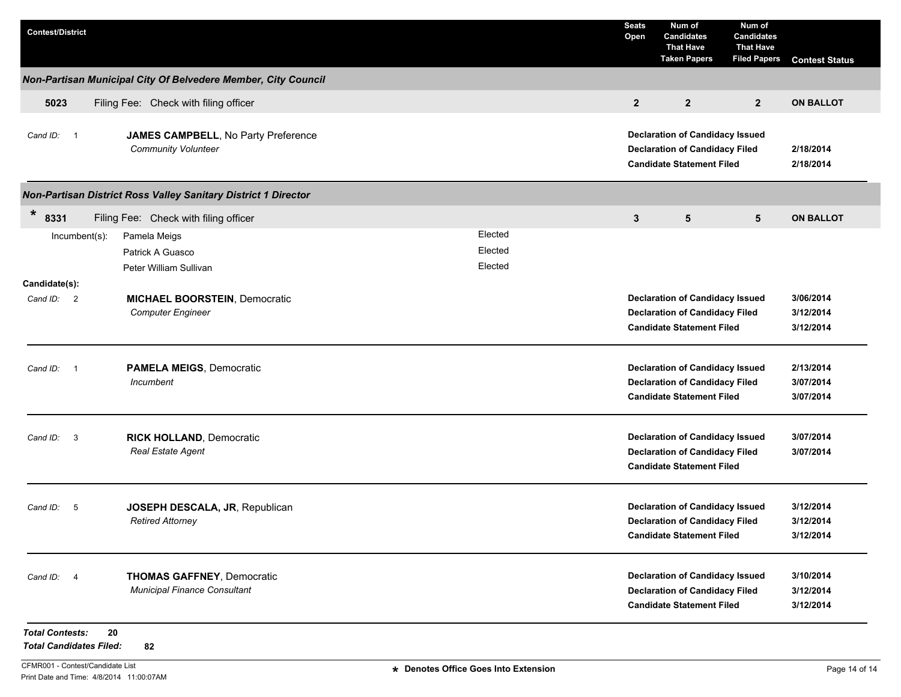| Contest/District | Seats Open | Num of Candidates That Have Taken Papers | Num of Candidates That Have Filed Papers | Contest Status |
|---|---|---|---|---|

### Non-Partisan Municipal City Of Belvedere Member, City Council

| | | | | |
|---|---|---|---|---|
| **5023** Filing Fee: Check with filing officer | **2** | **2** | **2** | **ON BALLOT** |

*Cand ID:* 1 — **JAMES CAMPBELL**, No Party Preference
*Community Volunteer*

| | |
|---|---|
| **Declaration of Candidacy Issued** | |
| **Declaration of Candidacy Filed** | **2/18/2014** |
| **Candidate Statement Filed** | **2/18/2014** |

### Non-Partisan District Ross Valley Sanitary District 1 Director

| | | | | |
|---|---|---|---|---|
| * **8331** Filing Fee: Check with filing officer | **3** | **5** | **5** | **ON BALLOT** |

Incumbent(s):

| | |
|---|---|
| Pamela Meigs | Elected |
| Patrick A Guasco | Elected |
| Peter William Sullivan | Elected |

**Candidate(s):**

*Cand ID:* 2 — **MICHAEL BOORSTEIN**, Democratic
*Computer Engineer*

| | |
|---|---|
| **Declaration of Candidacy Issued** | **3/06/2014** |
| **Declaration of Candidacy Filed** | **3/12/2014** |
| **Candidate Statement Filed** | **3/12/2014** |

*Cand ID:* 1 — **PAMELA MEIGS**, Democratic
*Incumbent*

| | |
|---|---|
| **Declaration of Candidacy Issued** | **2/13/2014** |
| **Declaration of Candidacy Filed** | **3/07/2014** |
| **Candidate Statement Filed** | **3/07/2014** |

*Cand ID:* 3 — **RICK HOLLAND**, Democratic
*Real Estate Agent*

| | |
|---|---|
| **Declaration of Candidacy Issued** | **3/07/2014** |
| **Declaration of Candidacy Filed** | **3/07/2014** |
| **Candidate Statement Filed** | |

*Cand ID:* 5 — **JOSEPH DESCALA, JR**, Republican
*Retired Attorney*

| | |
|---|---|
| **Declaration of Candidacy Issued** | **3/12/2014** |
| **Declaration of Candidacy Filed** | **3/12/2014** |
| **Candidate Statement Filed** | **3/12/2014** |

*Cand ID:* 4 — **THOMAS GAFFNEY**, Democratic
*Municipal Finance Consultant*

| | |
|---|---|
| **Declaration of Candidacy Issued** | **3/10/2014** |
| **Declaration of Candidacy Filed** | **3/12/2014** |
| **Candidate Statement Filed** | **3/12/2014** |

***Total Contests:*** **20**
***Total Candidates Filed:*** **82**

CFMR001 - Contest/Candidate List
Print Date and Time: 4/8/2014 11:00:07AM

**\* Denotes Office Goes Into Extension**